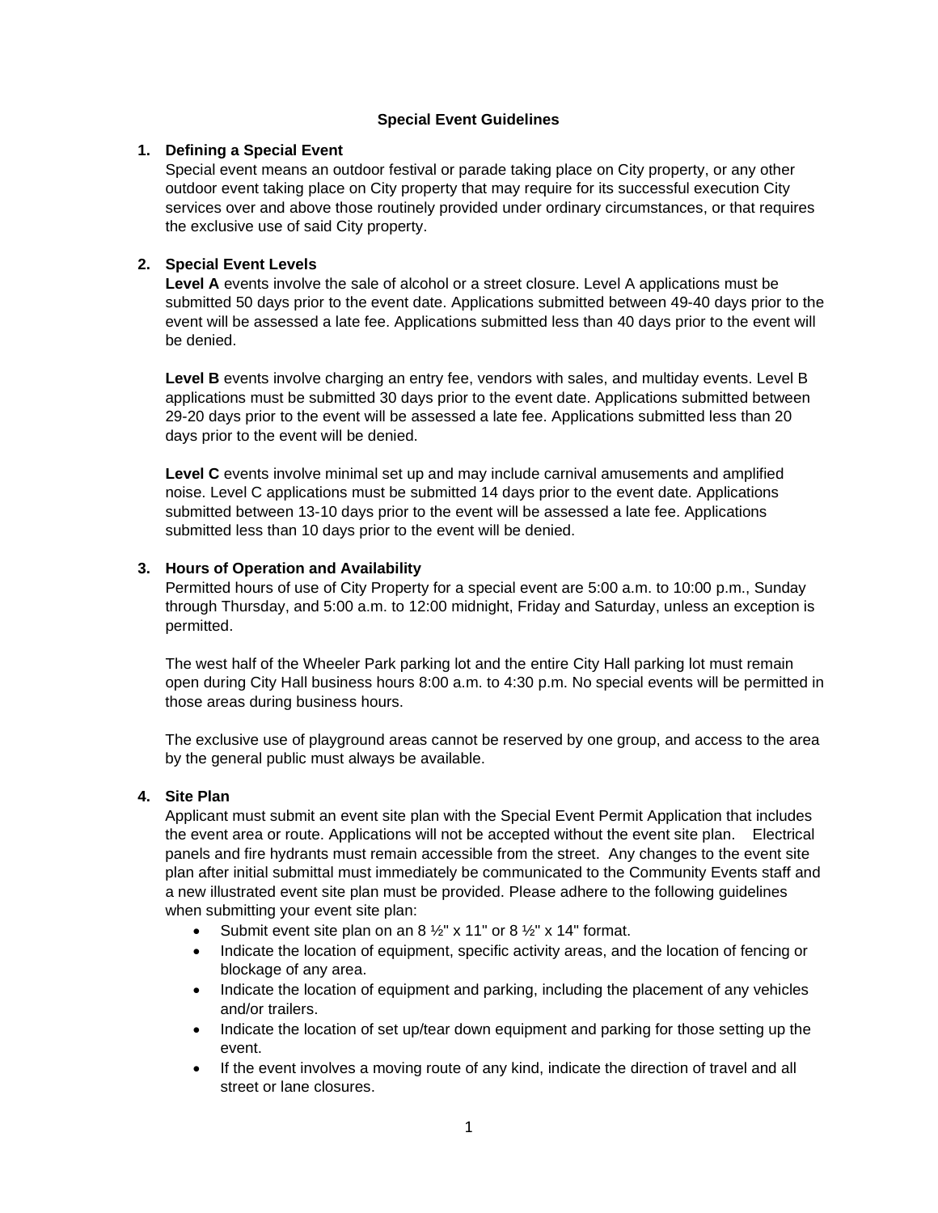# Special Event Guidelines

## 1. Defining a Special Event

Special event means an outdoor festival or parade taking place on City property, or any other outdoor event taking place on City property that may require for its successful execution City services over and above those routinely provided under ordinary circumstances, or that requires the exclusive use of said City property.

## 2. Special Event Levels

**Level A** events involve the sale of alcohol or a street closure. Level A applications must be submitted 50 days prior to the event date. Applications submitted between 49-40 days prior to the event will be assessed a late fee. Applications submitted less than 40 days prior to the event will be denied.

**Level B** events involve charging an entry fee, vendors with sales, and multiday events. Level B applications must be submitted 30 days prior to the event date. Applications submitted between 29-20 days prior to the event will be assessed a late fee. Applications submitted less than 20 days prior to the event will be denied.

**Level C** events involve minimal set up and may include carnival amusements and amplified noise. Level C applications must be submitted 14 days prior to the event date. Applications submitted between 13-10 days prior to the event will be assessed a late fee. Applications submitted less than 10 days prior to the event will be denied.

## 3. Hours of Operation and Availability

Permitted hours of use of City Property for a special event are 5:00 a.m. to 10:00 p.m., Sunday through Thursday, and 5:00 a.m. to 12:00 midnight, Friday and Saturday, unless an exception is permitted.

The west half of the Wheeler Park parking lot and the entire City Hall parking lot must remain open during City Hall business hours 8:00 a.m. to 4:30 p.m. No special events will be permitted in those areas during business hours.

The exclusive use of playground areas cannot be reserved by one group, and access to the area by the general public must always be available.

## 4. Site Plan

Applicant must submit an event site plan with the Special Event Permit Application that includes the event area or route. Applications will not be accepted without the event site plan. Electrical panels and fire hydrants must remain accessible from the street. Any changes to the event site plan after initial submittal must immediately be communicated to the Community Events staff and a new illustrated event site plan must be provided. Please adhere to the following guidelines when submitting your event site plan:

- Submit event site plan on an 8 ½" x 11" or 8 ½" x 14" format.
- Indicate the location of equipment, specific activity areas, and the location of fencing or blockage of any area.
- Indicate the location of equipment and parking, including the placement of any vehicles and/or trailers.
- Indicate the location of set up/tear down equipment and parking for those setting up the event.
- If the event involves a moving route of any kind, indicate the direction of travel and all street or lane closures.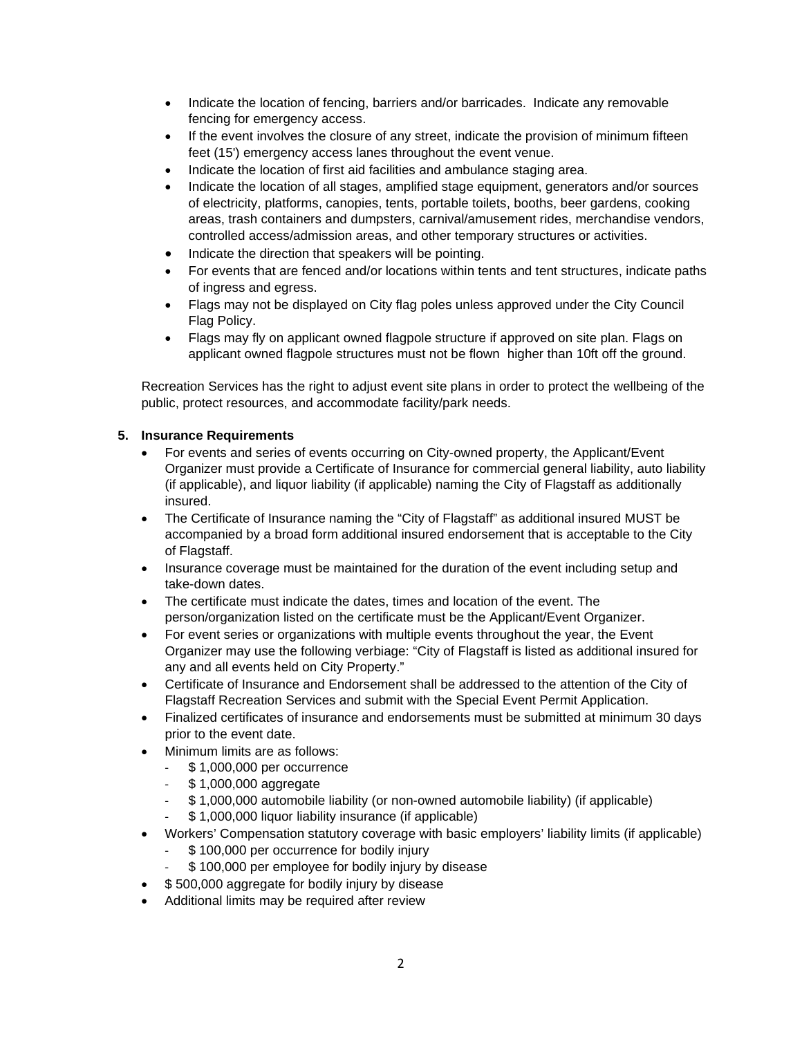- Indicate the location of fencing, barriers and/or barricades. Indicate any removable fencing for emergency access.
- If the event involves the closure of any street, indicate the provision of minimum fifteen feet (15') emergency access lanes throughout the event venue.
- Indicate the location of first aid facilities and ambulance staging area.
- Indicate the location of all stages, amplified stage equipment, generators and/or sources of electricity, platforms, canopies, tents, portable toilets, booths, beer gardens, cooking areas, trash containers and dumpsters, carnival/amusement rides, merchandise vendors, controlled access/admission areas, and other temporary structures or activities.
- Indicate the direction that speakers will be pointing.
- For events that are fenced and/or locations within tents and tent structures, indicate paths of ingress and egress.
- Flags may not be displayed on City flag poles unless approved under the City Council Flag Policy.
- Flags may fly on applicant owned flagpole structure if approved on site plan. Flags on applicant owned flagpole structures must not be flown higher than 10ft off the ground.

Recreation Services has the right to adjust event site plans in order to protect the wellbeing of the public, protect resources, and accommodate facility/park needs.

**5. Insurance Requirements**

- For events and series of events occurring on City-owned property, the Applicant/Event Organizer must provide a Certificate of Insurance for commercial general liability, auto liability (if applicable), and liquor liability (if applicable) naming the City of Flagstaff as additionally insured.
- The Certificate of Insurance naming the "City of Flagstaff" as additional insured MUST be accompanied by a broad form additional insured endorsement that is acceptable to the City of Flagstaff.
- Insurance coverage must be maintained for the duration of the event including setup and take-down dates.
- The certificate must indicate the dates, times and location of the event. The person/organization listed on the certificate must be the Applicant/Event Organizer.
- For event series or organizations with multiple events throughout the year, the Event Organizer may use the following verbiage: "City of Flagstaff is listed as additional insured for any and all events held on City Property."
- Certificate of Insurance and Endorsement shall be addressed to the attention of the City of Flagstaff Recreation Services and submit with the Special Event Permit Application.
- Finalized certificates of insurance and endorsements must be submitted at minimum 30 days prior to the event date.
- Minimum limits are as follows:
  - $ 1,000,000 per occurrence
  - $ 1,000,000 aggregate
  - $ 1,000,000 automobile liability (or non-owned automobile liability) (if applicable)
  - $ 1,000,000 liquor liability insurance (if applicable)
- Workers' Compensation statutory coverage with basic employers' liability limits (if applicable)
  - $ 100,000 per occurrence for bodily injury
  - $ 100,000 per employee for bodily injury by disease
- $ 500,000 aggregate for bodily injury by disease
- Additional limits may be required after review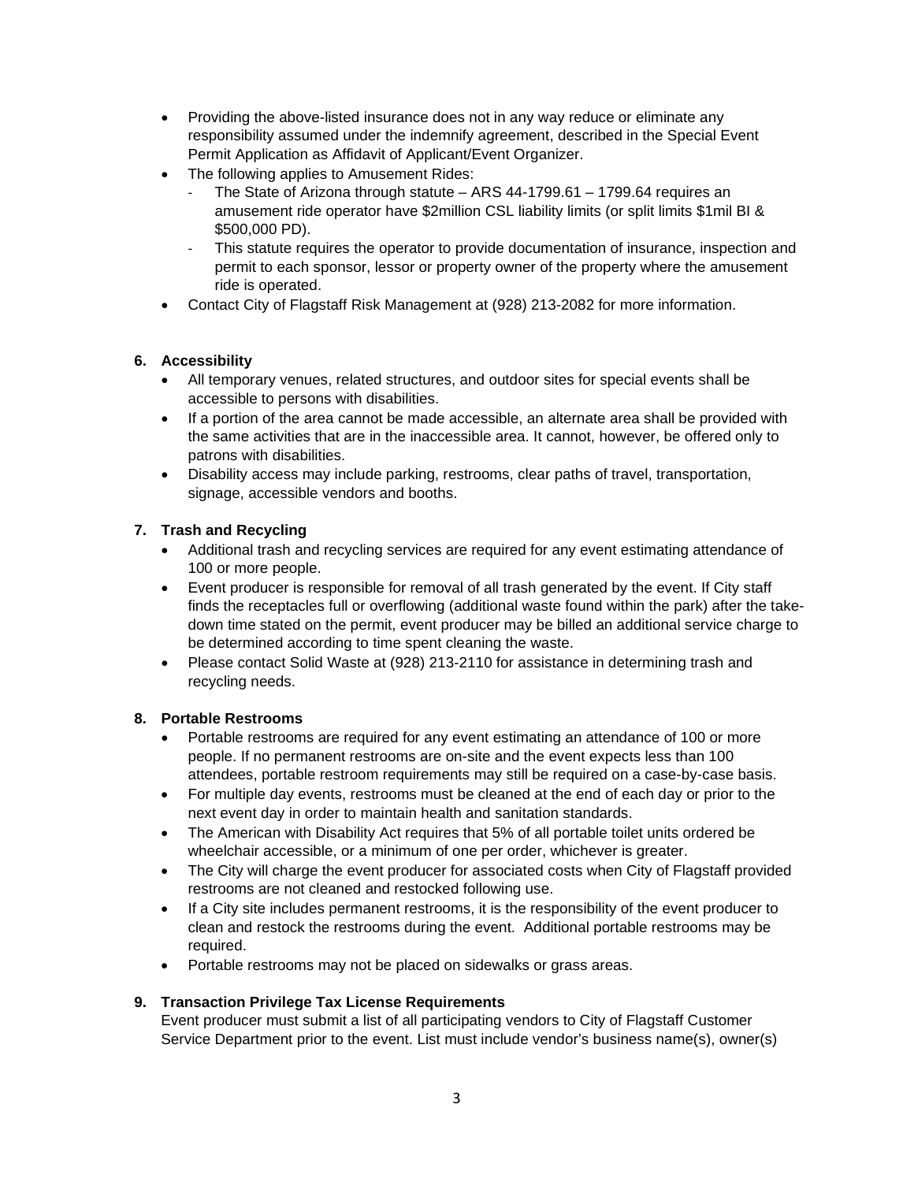- Providing the above-listed insurance does not in any way reduce or eliminate any responsibility assumed under the indemnify agreement, described in the Special Event Permit Application as Affidavit of Applicant/Event Organizer.
- The following applies to Amusement Rides:
  - The State of Arizona through statute – ARS 44-1799.61 – 1799.64 requires an amusement ride operator have $2million CSL liability limits (or split limits $1mil BI & $500,000 PD).
  - This statute requires the operator to provide documentation of insurance, inspection and permit to each sponsor, lessor or property owner of the property where the amusement ride is operated.
- Contact City of Flagstaff Risk Management at (928) 213-2082 for more information.

**6. Accessibility**

- All temporary venues, related structures, and outdoor sites for special events shall be accessible to persons with disabilities.
- If a portion of the area cannot be made accessible, an alternate area shall be provided with the same activities that are in the inaccessible area. It cannot, however, be offered only to patrons with disabilities.
- Disability access may include parking, restrooms, clear paths of travel, transportation, signage, accessible vendors and booths.

**7. Trash and Recycling**

- Additional trash and recycling services are required for any event estimating attendance of 100 or more people.
- Event producer is responsible for removal of all trash generated by the event. If City staff finds the receptacles full or overflowing (additional waste found within the park) after the take-down time stated on the permit, event producer may be billed an additional service charge to be determined according to time spent cleaning the waste.
- Please contact Solid Waste at (928) 213-2110 for assistance in determining trash and recycling needs.

**8. Portable Restrooms**

- Portable restrooms are required for any event estimating an attendance of 100 or more people. If no permanent restrooms are on-site and the event expects less than 100 attendees, portable restroom requirements may still be required on a case-by-case basis.
- For multiple day events, restrooms must be cleaned at the end of each day or prior to the next event day in order to maintain health and sanitation standards.
- The American with Disability Act requires that 5% of all portable toilet units ordered be wheelchair accessible, or a minimum of one per order, whichever is greater.
- The City will charge the event producer for associated costs when City of Flagstaff provided restrooms are not cleaned and restocked following use.
- If a City site includes permanent restrooms, it is the responsibility of the event producer to clean and restock the restrooms during the event. Additional portable restrooms may be required.
- Portable restrooms may not be placed on sidewalks or grass areas.

**9. Transaction Privilege Tax License Requirements**

Event producer must submit a list of all participating vendors to City of Flagstaff Customer Service Department prior to the event. List must include vendor's business name(s), owner(s)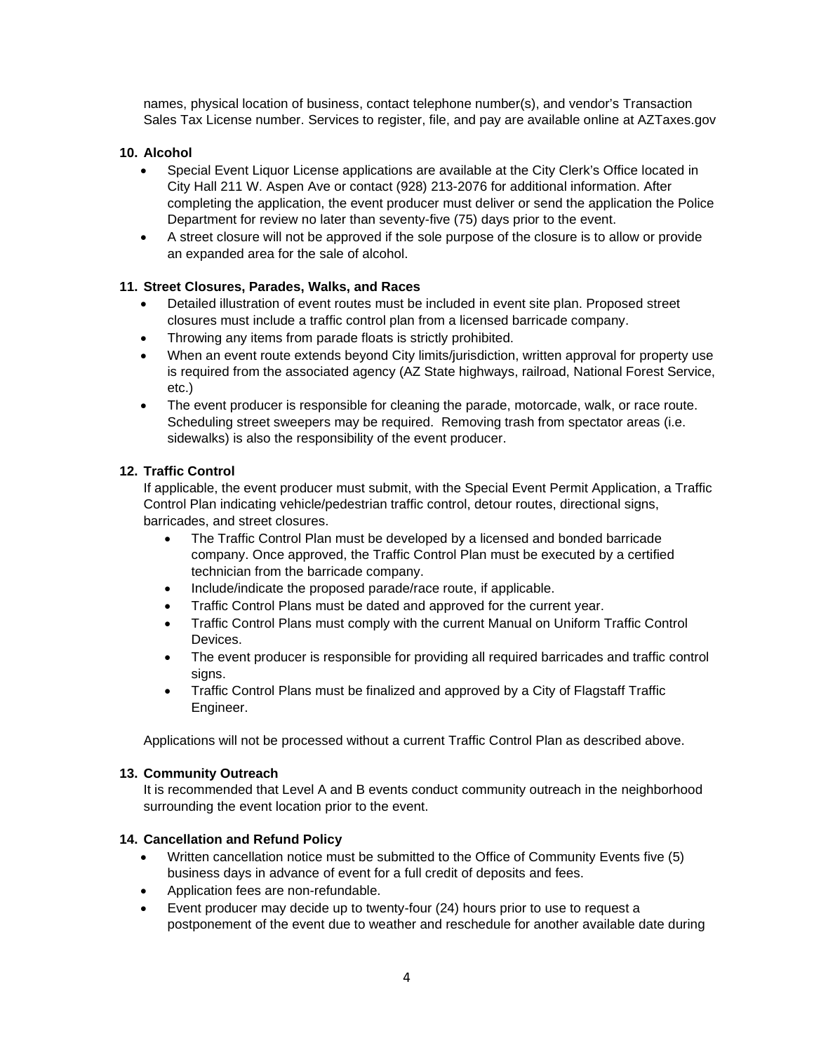names, physical location of business, contact telephone number(s), and vendor's Transaction Sales Tax License number. Services to register, file, and pay are available online at AZTaxes.gov

**10. Alcohol**

- Special Event Liquor License applications are available at the City Clerk's Office located in City Hall 211 W. Aspen Ave or contact (928) 213-2076 for additional information. After completing the application, the event producer must deliver or send the application the Police Department for review no later than seventy-five (75) days prior to the event.
- A street closure will not be approved if the sole purpose of the closure is to allow or provide an expanded area for the sale of alcohol.

**11. Street Closures, Parades, Walks, and Races**

- Detailed illustration of event routes must be included in event site plan. Proposed street closures must include a traffic control plan from a licensed barricade company.
- Throwing any items from parade floats is strictly prohibited.
- When an event route extends beyond City limits/jurisdiction, written approval for property use is required from the associated agency (AZ State highways, railroad, National Forest Service, etc.)
- The event producer is responsible for cleaning the parade, motorcade, walk, or race route. Scheduling street sweepers may be required. Removing trash from spectator areas (i.e. sidewalks) is also the responsibility of the event producer.

**12. Traffic Control**

If applicable, the event producer must submit, with the Special Event Permit Application, a Traffic Control Plan indicating vehicle/pedestrian traffic control, detour routes, directional signs, barricades, and street closures.

- The Traffic Control Plan must be developed by a licensed and bonded barricade company. Once approved, the Traffic Control Plan must be executed by a certified technician from the barricade company.
- Include/indicate the proposed parade/race route, if applicable.
- Traffic Control Plans must be dated and approved for the current year.
- Traffic Control Plans must comply with the current Manual on Uniform Traffic Control Devices.
- The event producer is responsible for providing all required barricades and traffic control signs.
- Traffic Control Plans must be finalized and approved by a City of Flagstaff Traffic Engineer.

Applications will not be processed without a current Traffic Control Plan as described above.

**13. Community Outreach**

It is recommended that Level A and B events conduct community outreach in the neighborhood surrounding the event location prior to the event.

**14. Cancellation and Refund Policy**

- Written cancellation notice must be submitted to the Office of Community Events five (5) business days in advance of event for a full credit of deposits and fees.
- Application fees are non-refundable.
- Event producer may decide up to twenty-four (24) hours prior to use to request a postponement of the event due to weather and reschedule for another available date during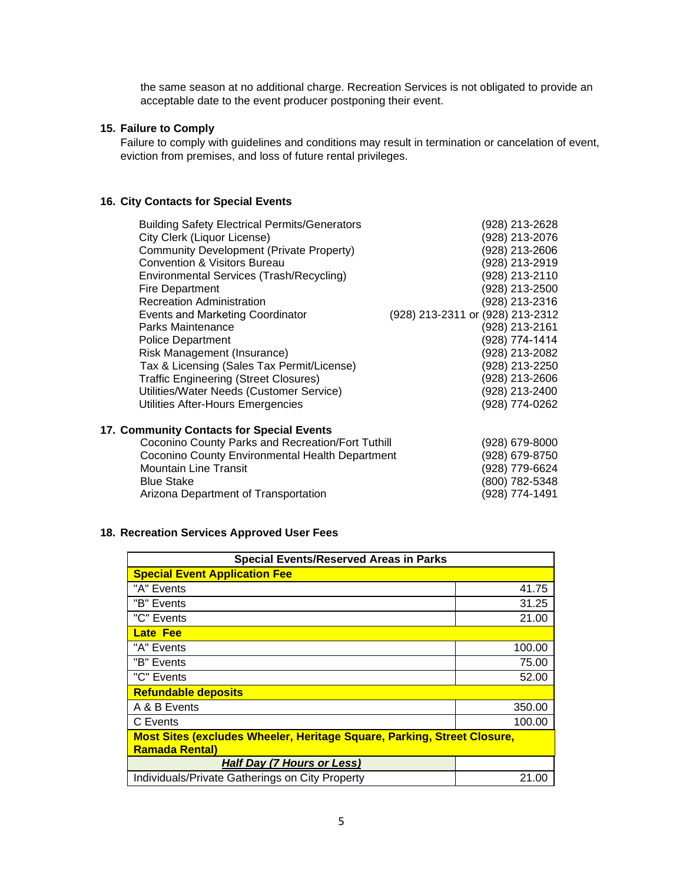the same season at no additional charge. Recreation Services is not obligated to provide an acceptable date to the event producer postponing their event.

### 15. Failure to Comply

Failure to comply with guidelines and conditions may result in termination or cancelation of event, eviction from premises, and loss of future rental privileges.

### 16. City Contacts for Special Events

| | |
|---|---|
| Building Safety Electrical Permits/Generators | (928) 213-2628 |
| City Clerk (Liquor License) | (928) 213-2076 |
| Community Development (Private Property) | (928) 213-2606 |
| Convention & Visitors Bureau | (928) 213-2919 |
| Environmental Services (Trash/Recycling) | (928) 213-2110 |
| Fire Department | (928) 213-2500 |
| Recreation Administration | (928) 213-2316 |
| Events and Marketing Coordinator | (928) 213-2311 or (928) 213-2312 |
| Parks Maintenance | (928) 213-2161 |
| Police Department | (928) 774-1414 |
| Risk Management (Insurance) | (928) 213-2082 |
| Tax & Licensing (Sales Tax Permit/License) | (928) 213-2250 |
| Traffic Engineering (Street Closures) | (928) 213-2606 |
| Utilities/Water Needs (Customer Service) | (928) 213-2400 |
| Utilities After-Hours Emergencies | (928) 774-0262 |

### 17. Community Contacts for Special Events

| | |
|---|---|
| Coconino County Parks and Recreation/Fort Tuthill | (928) 679-8000 |
| Coconino County Environmental Health Department | (928) 679-8750 |
| Mountain Line Transit | (928) 779-6624 |
| Blue Stake | (800) 782-5348 |
| Arizona Department of Transportation | (928) 774-1491 |

### 18. Recreation Services Approved User Fees

| Special Events/Reserved Areas in Parks | |
|---|---|
| **Special Event Application Fee** | |
| "A" Events | 41.75 |
| "B" Events | 31.25 |
| "C" Events | 21.00 |
| **Late Fee** | |
| "A" Events | 100.00 |
| "B" Events | 75.00 |
| "C" Events | 52.00 |
| **Refundable deposits** | |
| A & B Events | 350.00 |
| C Events | 100.00 |
| **Most Sites (excludes Wheeler, Heritage Square, Parking, Street Closure, Ramada Rental)** | |
| ***Half Day (7 Hours or Less)*** | |
| Individuals/Private Gatherings on City Property | 21.00 |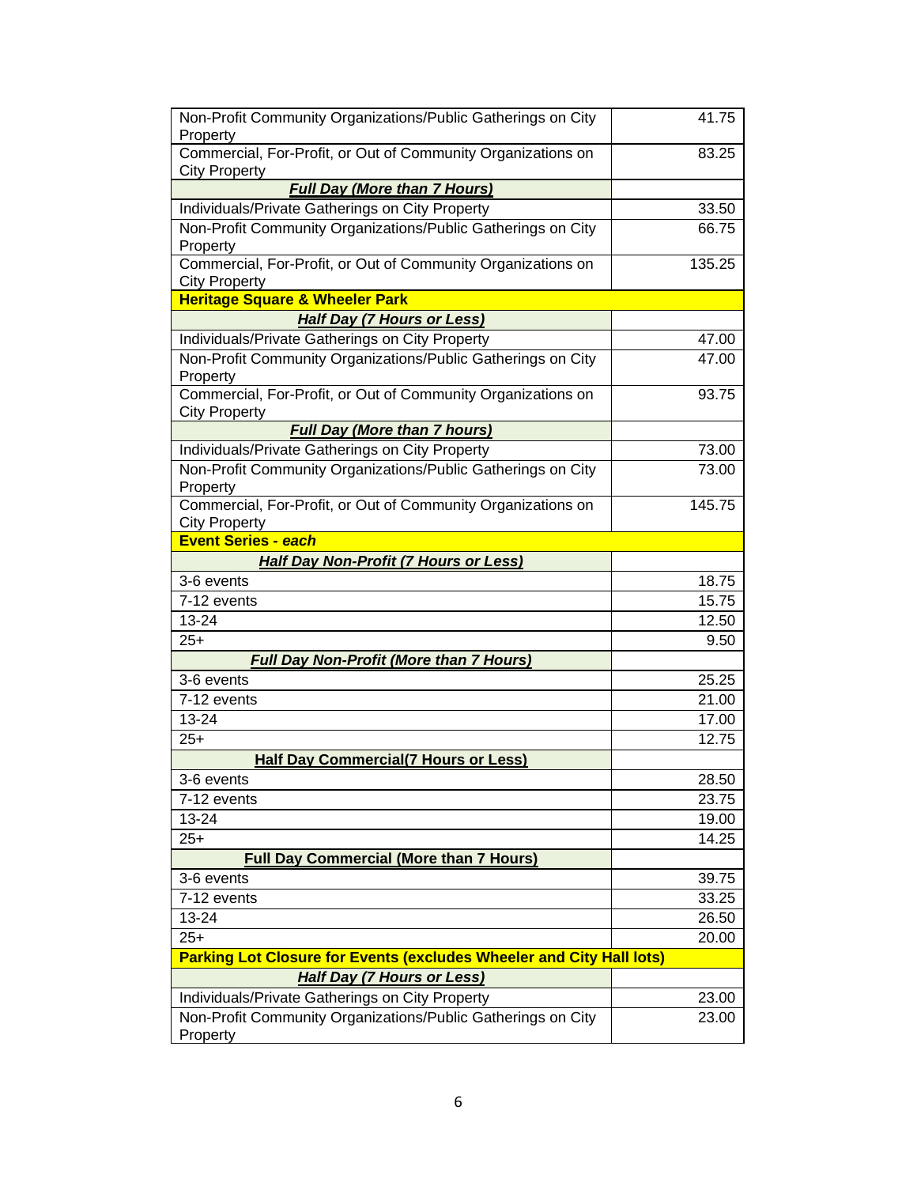| | |
|---|---|
| Non-Profit Community Organizations/Public Gatherings on City Property | 41.75 |
| Commercial, For-Profit, or Out of Community Organizations on City Property | 83.25 |
| ***Full Day (More than 7 Hours)*** | |
| Individuals/Private Gatherings on City Property | 33.50 |
| Non-Profit Community Organizations/Public Gatherings on City Property | 66.75 |
| Commercial, For-Profit, or Out of Community Organizations on City Property | 135.25 |
| **Heritage Square & Wheeler Park** | |
| ***Half Day (7 Hours or Less)*** | |
| Individuals/Private Gatherings on City Property | 47.00 |
| Non-Profit Community Organizations/Public Gatherings on City Property | 47.00 |
| Commercial, For-Profit, or Out of Community Organizations on City Property | 93.75 |
| ***Full Day (More than 7 hours)*** | |
| Individuals/Private Gatherings on City Property | 73.00 |
| Non-Profit Community Organizations/Public Gatherings on City Property | 73.00 |
| Commercial, For-Profit, or Out of Community Organizations on City Property | 145.75 |
| **Event Series - *each*** | |
| ***Half Day Non-Profit (7 Hours or Less)*** | |
| 3-6 events | 18.75 |
| 7-12 events | 15.75 |
| 13-24 | 12.50 |
| 25+ | 9.50 |
| ***Full Day Non-Profit (More than 7 Hours)*** | |
| 3-6 events | 25.25 |
| 7-12 events | 21.00 |
| 13-24 | 17.00 |
| 25+ | 12.75 |
| **Half Day Commercial(7 Hours or Less)** | |
| 3-6 events | 28.50 |
| 7-12 events | 23.75 |
| 13-24 | 19.00 |
| 25+ | 14.25 |
| **Full Day Commercial (More than 7 Hours)** | |
| 3-6 events | 39.75 |
| 7-12 events | 33.25 |
| 13-24 | 26.50 |
| 25+ | 20.00 |
| **Parking Lot Closure for Events (excludes Wheeler and City Hall lots)** | |
| ***Half Day (7 Hours or Less)*** | |
| Individuals/Private Gatherings on City Property | 23.00 |
| Non-Profit Community Organizations/Public Gatherings on City Property | 23.00 |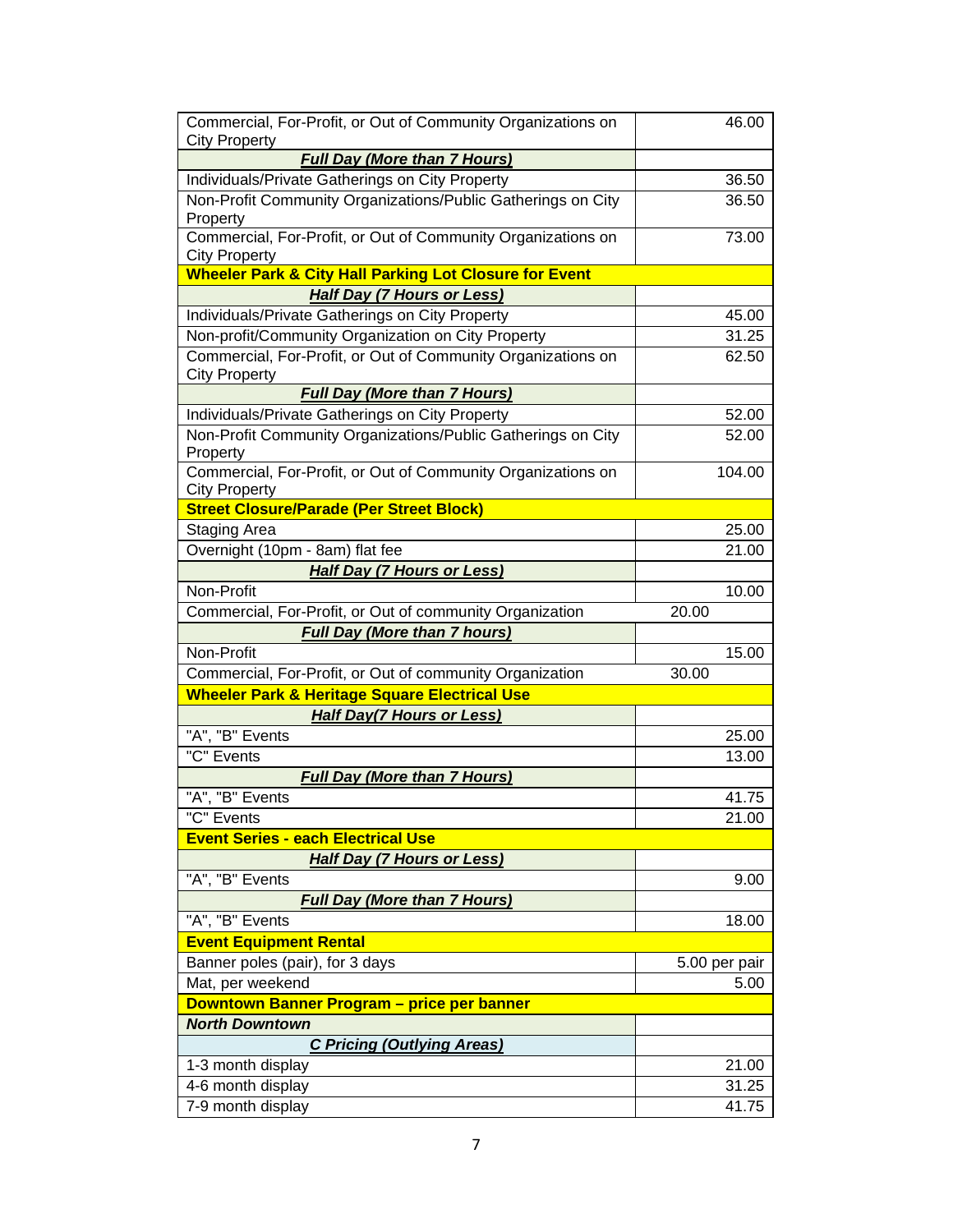| | |
|---|---|
| Commercial, For-Profit, or Out of Community Organizations on City Property | 46.00 |
| ***Full Day (More than 7 Hours)*** | |
| Individuals/Private Gatherings on City Property | 36.50 |
| Non-Profit Community Organizations/Public Gatherings on City Property | 36.50 |
| Commercial, For-Profit, or Out of Community Organizations on City Property | 73.00 |
| **Wheeler Park & City Hall Parking Lot Closure for Event** | |
| ***Half Day (7 Hours or Less)*** | |
| Individuals/Private Gatherings on City Property | 45.00 |
| Non-profit/Community Organization on City Property | 31.25 |
| Commercial, For-Profit, or Out of Community Organizations on City Property | 62.50 |
| ***Full Day (More than 7 Hours)*** | |
| Individuals/Private Gatherings on City Property | 52.00 |
| Non-Profit Community Organizations/Public Gatherings on City Property | 52.00 |
| Commercial, For-Profit, or Out of Community Organizations on City Property | 104.00 |
| **Street Closure/Parade (Per Street Block)** | |
| Staging Area | 25.00 |
| Overnight (10pm - 8am) flat fee | 21.00 |
| ***Half Day (7 Hours or Less)*** | |
| Non-Profit | 10.00 |
| Commercial, For-Profit, or Out of community Organization | 20.00 |
| ***Full Day (More than 7 hours)*** | |
| Non-Profit | 15.00 |
| Commercial, For-Profit, or Out of community Organization | 30.00 |
| **Wheeler Park & Heritage Square Electrical Use** | |
| ***Half Day(7 Hours or Less)*** | |
| "A", "B" Events | 25.00 |
| "C" Events | 13.00 |
| ***Full Day (More than 7 Hours)*** | |
| "A", "B" Events | 41.75 |
| "C" Events | 21.00 |
| **Event Series - each Electrical Use** | |
| ***Half Day (7 Hours or Less)*** | |
| "A", "B" Events | 9.00 |
| ***Full Day (More than 7 Hours)*** | |
| "A", "B" Events | 18.00 |
| **Event Equipment Rental** | |
| Banner poles (pair), for 3 days | 5.00 per pair |
| Mat, per weekend | 5.00 |
| **Downtown Banner Program – price per banner** | |
| ***North Downtown*** | |
| ***C Pricing (Outlying Areas)*** | |
| 1-3 month display | 21.00 |
| 4-6 month display | 31.25 |
| 7-9 month display | 41.75 |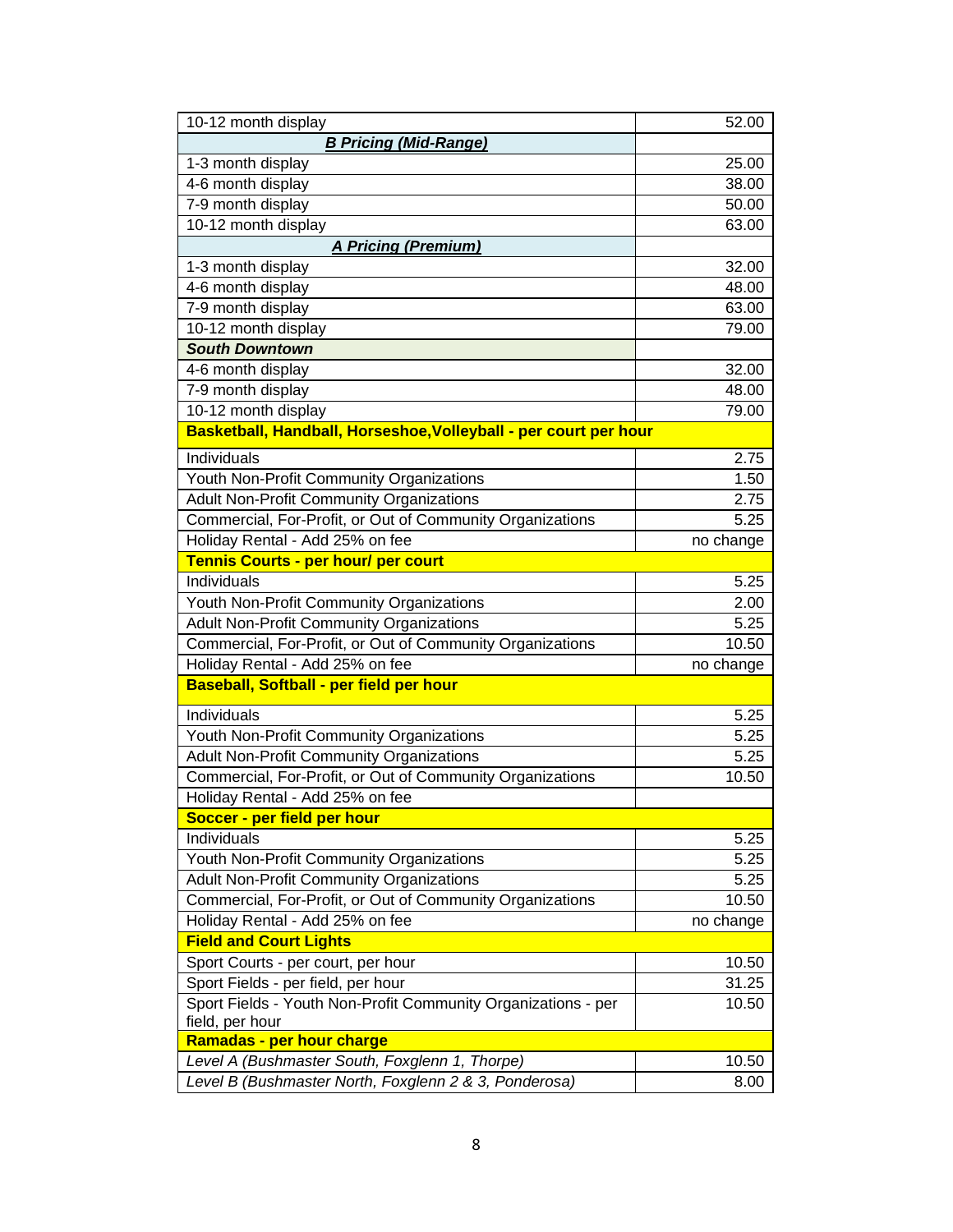| | |
|---|---|
| 10-12 month display | 52.00 |
| ***B Pricing (Mid-Range)*** | |
| 1-3 month display | 25.00 |
| 4-6 month display | 38.00 |
| 7-9 month display | 50.00 |
| 10-12 month display | 63.00 |
| ***A Pricing (Premium)*** | |
| 1-3 month display | 32.00 |
| 4-6 month display | 48.00 |
| 7-9 month display | 63.00 |
| 10-12 month display | 79.00 |
| ***South Downtown*** | |
| 4-6 month display | 32.00 |
| 7-9 month display | 48.00 |
| 10-12 month display | 79.00 |
| **Basketball, Handball, Horseshoe,Volleyball - per court per hour** | |
| Individuals | 2.75 |
| Youth Non-Profit Community Organizations | 1.50 |
| Adult Non-Profit Community Organizations | 2.75 |
| Commercial, For-Profit, or Out of Community Organizations | 5.25 |
| Holiday Rental - Add 25% on fee | no change |
| **Tennis Courts - per hour/ per court** | |
| Individuals | 5.25 |
| Youth Non-Profit Community Organizations | 2.00 |
| Adult Non-Profit Community Organizations | 5.25 |
| Commercial, For-Profit, or Out of Community Organizations | 10.50 |
| Holiday Rental - Add 25% on fee | no change |
| **Baseball, Softball - per field per hour** | |
| Individuals | 5.25 |
| Youth Non-Profit Community Organizations | 5.25 |
| Adult Non-Profit Community Organizations | 5.25 |
| Commercial, For-Profit, or Out of Community Organizations | 10.50 |
| Holiday Rental - Add 25% on fee | |
| **Soccer - per field per hour** | |
| Individuals | 5.25 |
| Youth Non-Profit Community Organizations | 5.25 |
| Adult Non-Profit Community Organizations | 5.25 |
| Commercial, For-Profit, or Out of Community Organizations | 10.50 |
| Holiday Rental - Add 25% on fee | no change |
| **Field and Court Lights** | |
| Sport Courts - per court, per hour | 10.50 |
| Sport Fields - per field, per hour | 31.25 |
| Sport Fields - Youth Non-Profit Community Organizations - per field, per hour | 10.50 |
| **Ramadas - per hour charge** | |
| *Level A (Bushmaster South, Foxglenn 1, Thorpe)* | 10.50 |
| *Level B (Bushmaster North, Foxglenn 2 & 3, Ponderosa)* | 8.00 |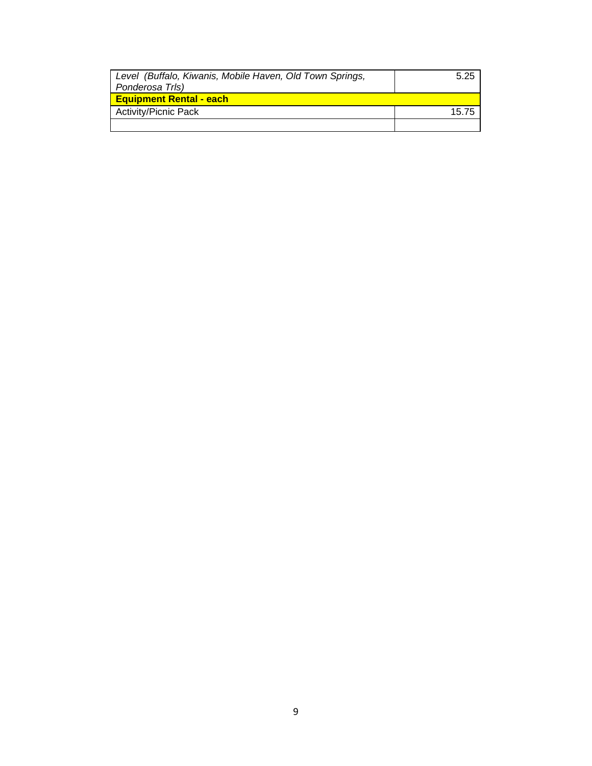| | |
|---|---|
| *Level (Buffalo, Kiwanis, Mobile Haven, Old Town Springs, Ponderosa Trls)* | 5.25 |
| **Equipment Rental - each** | |
| Activity/Picnic Pack | 15.75 |
| | |